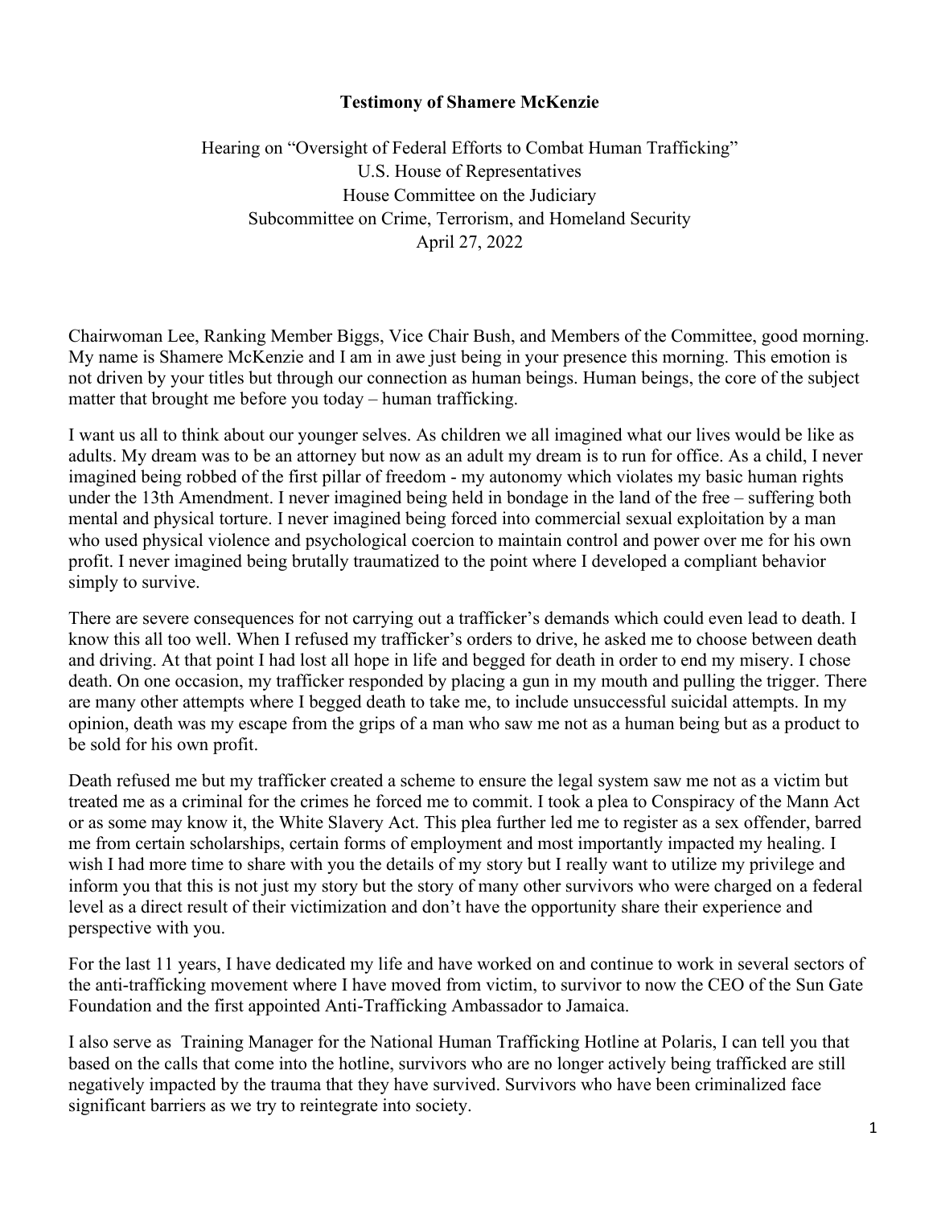**Testimony of Shamere McKenzie**

Hearing on "Oversight of Federal Efforts to Combat Human Trafficking"
U.S. House of Representatives
House Committee on the Judiciary
Subcommittee on Crime, Terrorism, and Homeland Security
April 27, 2022

Chairwoman Lee, Ranking Member Biggs, Vice Chair Bush, and Members of the Committee, good morning. My name is Shamere McKenzie and I am in awe just being in your presence this morning. This emotion is not driven by your titles but through our connection as human beings. Human beings, the core of the subject matter that brought me before you today – human trafficking.

I want us all to think about our younger selves. As children we all imagined what our lives would be like as adults. My dream was to be an attorney but now as an adult my dream is to run for office. As a child, I never imagined being robbed of the first pillar of freedom - my autonomy which violates my basic human rights under the 13th Amendment. I never imagined being held in bondage in the land of the free – suffering both mental and physical torture. I never imagined being forced into commercial sexual exploitation by a man who used physical violence and psychological coercion to maintain control and power over me for his own profit. I never imagined being brutally traumatized to the point where I developed a compliant behavior simply to survive.

There are severe consequences for not carrying out a trafficker's demands which could even lead to death. I know this all too well. When I refused my trafficker's orders to drive, he asked me to choose between death and driving. At that point I had lost all hope in life and begged for death in order to end my misery. I chose death. On one occasion, my trafficker responded by placing a gun in my mouth and pulling the trigger. There are many other attempts where I begged death to take me, to include unsuccessful suicidal attempts. In my opinion, death was my escape from the grips of a man who saw me not as a human being but as a product to be sold for his own profit.

Death refused me but my trafficker created a scheme to ensure the legal system saw me not as a victim but treated me as a criminal for the crimes he forced me to commit. I took a plea to Conspiracy of the Mann Act or as some may know it, the White Slavery Act. This plea further led me to register as a sex offender, barred me from certain scholarships, certain forms of employment and most importantly impacted my healing. I wish I had more time to share with you the details of my story but I really want to utilize my privilege and inform you that this is not just my story but the story of many other survivors who were charged on a federal level as a direct result of their victimization and don't have the opportunity share their experience and perspective with you.

For the last 11 years, I have dedicated my life and have worked on and continue to work in several sectors of the anti-trafficking movement where I have moved from victim, to survivor to now the CEO of the Sun Gate Foundation and the first appointed Anti-Trafficking Ambassador to Jamaica.

I also serve as Training Manager for the National Human Trafficking Hotline at Polaris, I can tell you that based on the calls that come into the hotline, survivors who are no longer actively being trafficked are still negatively impacted by the trauma that they have survived. Survivors who have been criminalized face significant barriers as we try to reintegrate into society.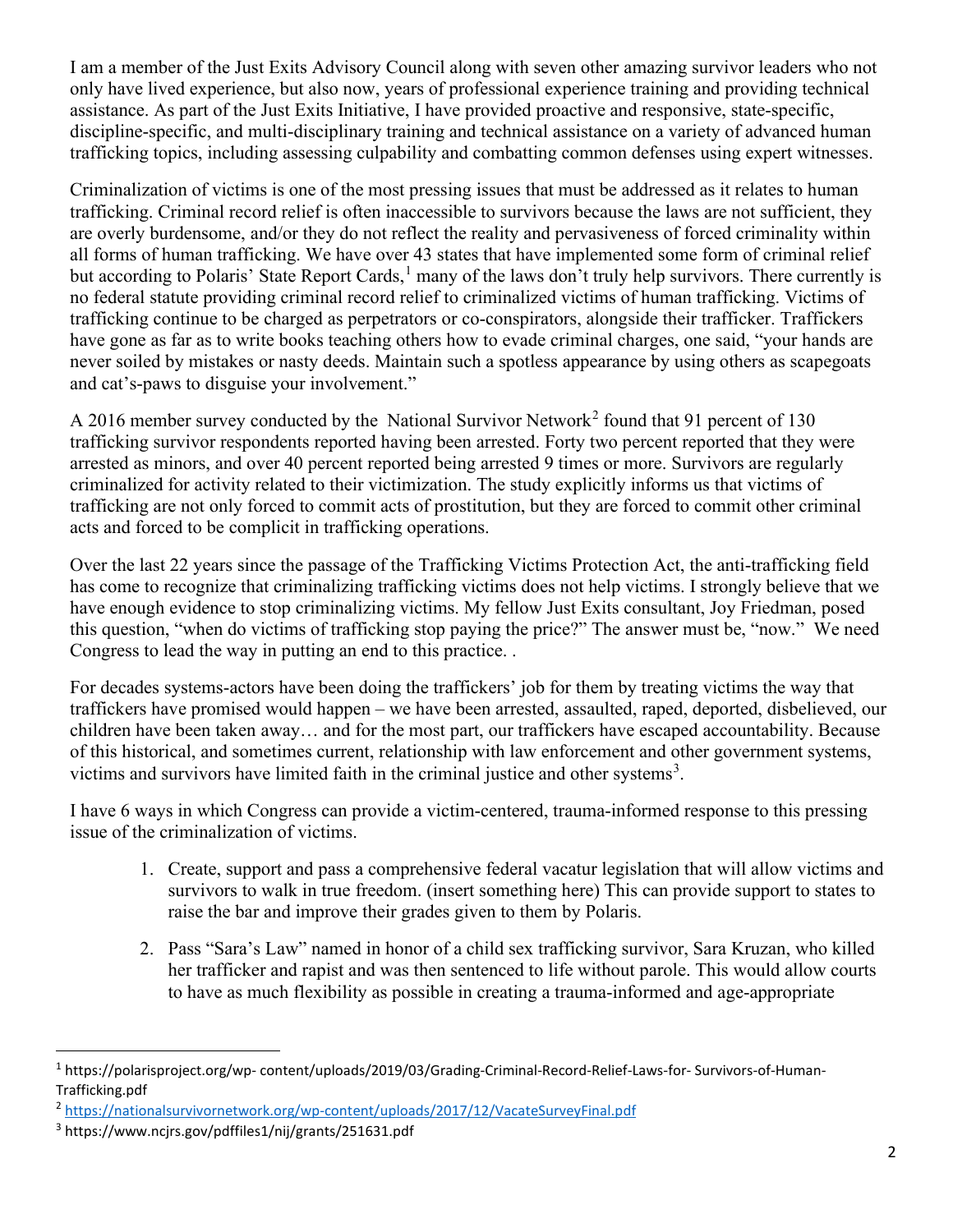I am a member of the Just Exits Advisory Council along with seven other amazing survivor leaders who not only have lived experience, but also now, years of professional experience training and providing technical assistance. As part of the Just Exits Initiative, I have provided proactive and responsive, state-specific, discipline-specific, and multi-disciplinary training and technical assistance on a variety of advanced human trafficking topics, including assessing culpability and combatting common defenses using expert witnesses.

Criminalization of victims is one of the most pressing issues that must be addressed as it relates to human trafficking. Criminal record relief is often inaccessible to survivors because the laws are not sufficient, they are overly burdensome, and/or they do not reflect the reality and pervasiveness of forced criminality within all forms of human trafficking. We have over 43 states that have implemented some form of criminal relief but according to Polaris' State Report Cards,[1] many of the laws don't truly help survivors. There currently is no federal statute providing criminal record relief to criminalized victims of human trafficking. Victims of trafficking continue to be charged as perpetrators or co-conspirators, alongside their trafficker. Traffickers have gone as far as to write books teaching others how to evade criminal charges, one said, "your hands are never soiled by mistakes or nasty deeds. Maintain such a spotless appearance by using others as scapegoats and cat's-paws to disguise your involvement."

A 2016 member survey conducted by the National Survivor Network[2] found that 91 percent of 130 trafficking survivor respondents reported having been arrested. Forty two percent reported that they were arrested as minors, and over 40 percent reported being arrested 9 times or more. Survivors are regularly criminalized for activity related to their victimization. The study explicitly informs us that victims of trafficking are not only forced to commit acts of prostitution, but they are forced to commit other criminal acts and forced to be complicit in trafficking operations.

Over the last 22 years since the passage of the Trafficking Victims Protection Act, the anti-trafficking field has come to recognize that criminalizing trafficking victims does not help victims. I strongly believe that we have enough evidence to stop criminalizing victims. My fellow Just Exits consultant, Joy Friedman, posed this question, "when do victims of trafficking stop paying the price?" The answer must be, "now." We need Congress to lead the way in putting an end to this practice. .

For decades systems-actors have been doing the traffickers' job for them by treating victims the way that traffickers have promised would happen – we have been arrested, assaulted, raped, deported, disbelieved, our children have been taken away… and for the most part, our traffickers have escaped accountability. Because of this historical, and sometimes current, relationship with law enforcement and other government systems, victims and survivors have limited faith in the criminal justice and other systems[3].

I have 6 ways in which Congress can provide a victim-centered, trauma-informed response to this pressing issue of the criminalization of victims.

1. Create, support and pass a comprehensive federal vacatur legislation that will allow victims and survivors to walk in true freedom. (insert something here) This can provide support to states to raise the bar and improve their grades given to them by Polaris.
2. Pass "Sara's Law" named in honor of a child sex trafficking survivor, Sara Kruzan, who killed her trafficker and rapist and was then sentenced to life without parole. This would allow courts to have as much flexibility as possible in creating a trauma-informed and age-appropriate

[1] https://polarisproject.org/wp- content/uploads/2019/03/Grading-Criminal-Record-Relief-Laws-for- Survivors-of-Human-Trafficking.pdf

[2] https://nationalsurvivornetwork.org/wp-content/uploads/2017/12/VacateSurveyFinal.pdf

[3] https://www.ncjrs.gov/pdffiles1/nij/grants/251631.pdf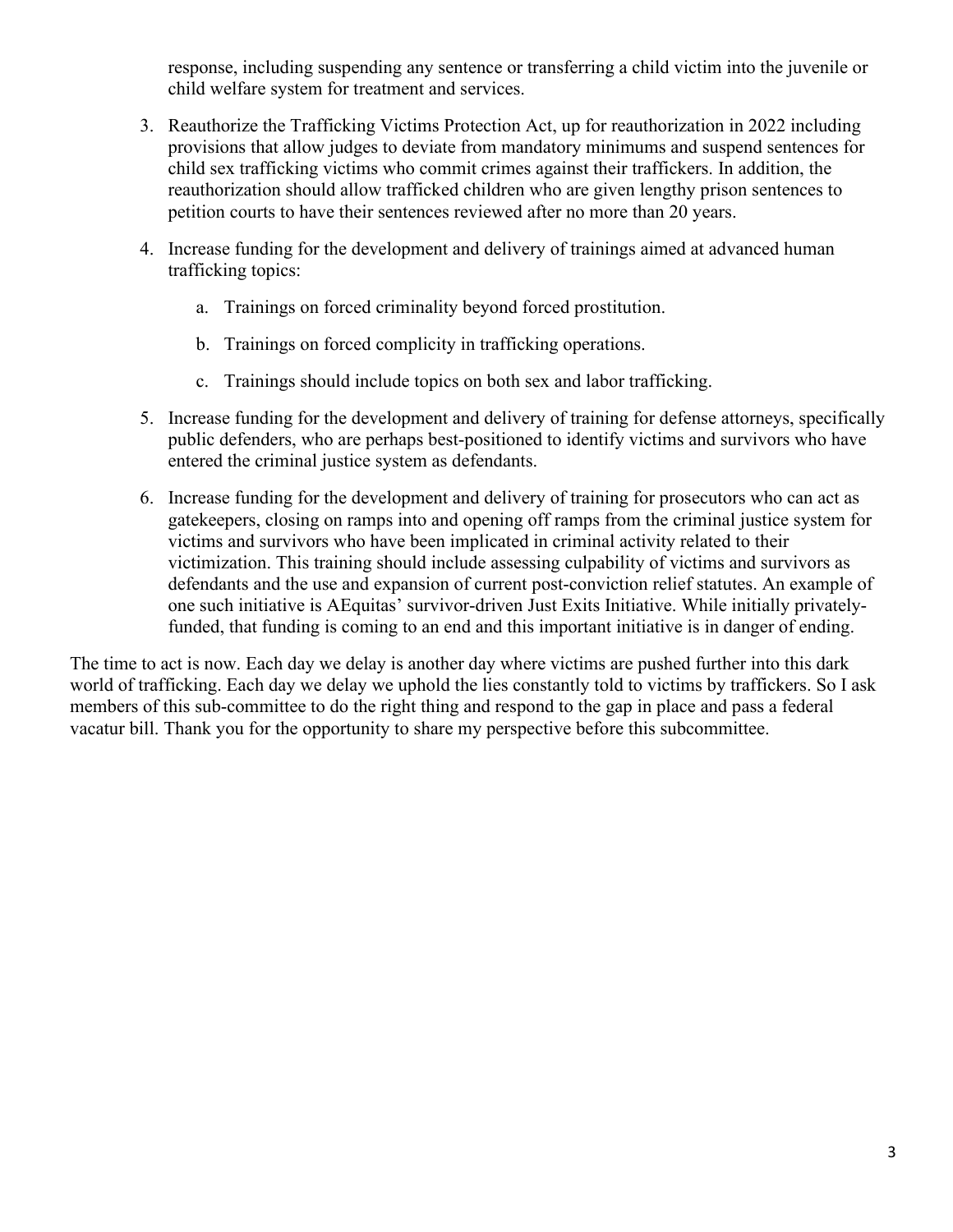response, including suspending any sentence or transferring a child victim into the juvenile or child welfare system for treatment and services.

3. Reauthorize the Trafficking Victims Protection Act, up for reauthorization in 2022 including provisions that allow judges to deviate from mandatory minimums and suspend sentences for child sex trafficking victims who commit crimes against their traffickers. In addition, the reauthorization should allow trafficked children who are given lengthy prison sentences to petition courts to have their sentences reviewed after no more than 20 years.

4. Increase funding for the development and delivery of trainings aimed at advanced human trafficking topics:

    a. Trainings on forced criminality beyond forced prostitution.

    b. Trainings on forced complicity in trafficking operations.

    c. Trainings should include topics on both sex and labor trafficking.

5. Increase funding for the development and delivery of training for defense attorneys, specifically public defenders, who are perhaps best-positioned to identify victims and survivors who have entered the criminal justice system as defendants.

6. Increase funding for the development and delivery of training for prosecutors who can act as gatekeepers, closing on ramps into and opening off ramps from the criminal justice system for victims and survivors who have been implicated in criminal activity related to their victimization. This training should include assessing culpability of victims and survivors as defendants and the use and expansion of current post-conviction relief statutes. An example of one such initiative is AEquitas' survivor-driven Just Exits Initiative. While initially privately-funded, that funding is coming to an end and this important initiative is in danger of ending.

The time to act is now. Each day we delay is another day where victims are pushed further into this dark world of trafficking. Each day we delay we uphold the lies constantly told to victims by traffickers. So I ask members of this sub-committee to do the right thing and respond to the gap in place and pass a federal vacatur bill. Thank you for the opportunity to share my perspective before this subcommittee.